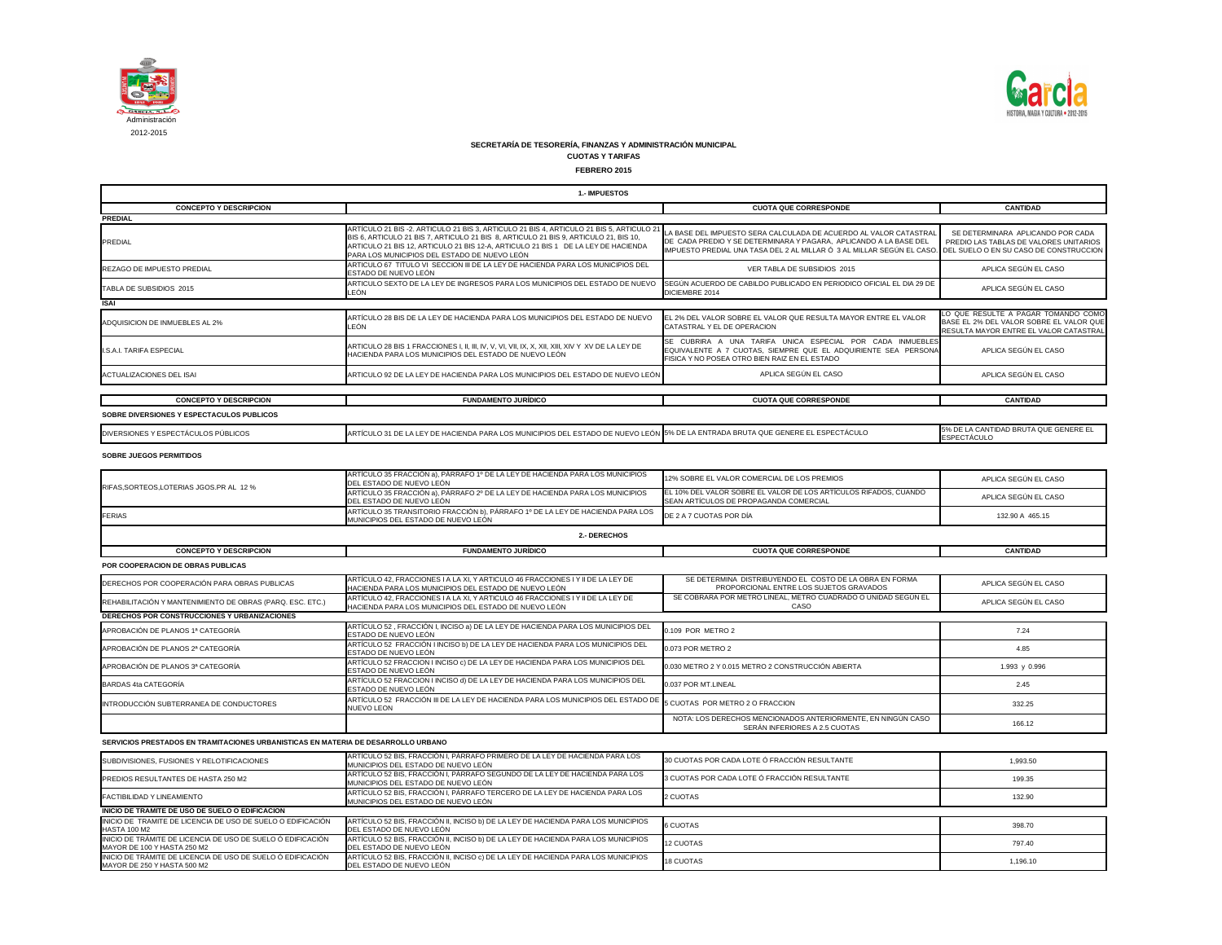Administración
2012-2015

**SECRETARÍA DE TESORERÍA, FINANZAS Y ADMINISTRACIÓN MUNICIPAL**

**CUOTAS Y TARIFAS**

**FEBRERO 2015**

## 1.- IMPUESTOS

| CONCEPTO Y DESCRIPCION | | CUOTA QUE CORRESPONDE | CANTIDAD |
|---|---|---|---|
| **PREDIAL** | | | |
| PREDIAL | ARTÍCULO 21 BIS -2. ARTICULO 21 BIS 3, ARTICULO 21 BIS 4, ARTICULO 21 BIS 5, ARTICULO 21 BIS 6, ARTICULO 21 BIS 7, ARTICULO 21 BIS 8, ARTICULO 21 BIS 9, ARTICULO 21, BIS 10, ARTICULO 21 BIS 12, ARTICULO 21 BIS 12-A, ARTICULO 21 BIS 1 DE LA LEY DE HACIENDA PARA LOS MUNICIPIOS DEL ESTADO DE NUEVO LEÓN | LA BASE DEL IMPUESTO SERA CALCULADA DE ACUERDO AL VALOR CATASTRAL DE CADA PREDIO Y SE DETERMINARA Y PAGARA, APLICANDO A LA BASE DEL IMPUESTO PREDIAL UNA TASA DEL 2 AL MILLAR Ó 3 AL MILLAR SEGÚN EL CASO. | SE DETERMINARA APLICANDO POR CADA PREDIO LAS TABLAS DE VALORES UNITARIOS DEL SUELO O EN SU CASO DE CONSTRUCCION |
| REZAGO DE IMPUESTO PREDIAL | ARTICULO 67 TITULO VI SECCION III DE LA LEY DE HACIENDA PARA LOS MUNICIPIOS DEL ESTADO DE NUEVO LEON | VER TABLA DE SUBSIDIOS 2015 | APLICA SEGÚN EL CASO |
| TABLA DE SUBSIDIOS 2015 | ARTICULO SEXTO DE LA LEY DE INGRESOS PARA LOS MUNICIPIOS DEL ESTADO DE NUEVO LEÓN | SEGÚN ACUERDO DE CABILDO PUBLICADO EN PERIODICO OFICIAL EL DIA 29 DE DICIEMBRE 2014 | APLICA SEGÚN EL CASO |
| **ISAI** | | | |
| ADQUISICION DE INMUEBLES AL 2% | ARTÍCULO 28 BIS DE LA LEY DE HACIENDA PARA LOS MUNICIPIOS DEL ESTADO DE NUEVO LEÓN | EL 2% DEL VALOR SOBRE EL VALOR QUE RESULTA MAYOR ENTRE EL VALOR CATASTRAL Y EL DE OPERACION | LO QUE RESULTE A PAGAR TOMANDO COMO BASE EL 2% DEL VALOR SOBRE EL VALOR QUE RESULTA MAYOR ENTRE EL VALOR CATASTRAL |
| I.S.A.I. TARIFA ESPECIAL | ARTICULO 28 BIS 1 FRACCIONES I, II, III, IV, V, VI, VII, IX, X, XII, XIII, XIV Y XV DE LA LEY DE HACIENDA PARA LOS MUNICIPIOS DEL ESTADO DE NUEVO LEÓN | SE CUBRIRA A UNA TARIFA UNICA ESPECIAL POR CADA INMUEBLES EQUIVALENTE A 7 CUOTAS, SIEMPRE QUE EL ADQUIRIENTE SEA PERSONA FISICA Y NO POSEA OTRO BIEN RAIZ EN EL ESTADO | APLICA SEGÚN EL CASO |
| ACTUALIZACIONES DEL ISAI | ARTICULO 92 DE LA LEY DE HACIENDA PARA LOS MUNICIPIOS DEL ESTADO DE NUEVO LEÓN | APLICA SEGÚN EL CASO | APLICA SEGÚN EL CASO |

| CONCEPTO Y DESCRIPCION | FUNDAMENTO JURÍDICO | CUOTA QUE CORRESPONDE | CANTIDAD |
|---|---|---|---|
| **SOBRE DIVERSIONES Y ESPECTACULOS PUBLICOS** | | | |
| DIVERSIONES Y ESPECTÁCULOS PÚBLICOS | ARTÍCULO 31 DE LA LEY DE HACIENDA PARA LOS MUNICIPIOS DEL ESTADO DE NUEVO LEÓN | 5% DE LA ENTRADA BRUTA QUE GENERE EL ESPECTÁCULO | 5% DE LA CANTIDAD BRUTA QUE GENERE EL ESPECTÁCULO |
| **SOBRE JUEGOS PERMITIDOS** | | | |
| RIFAS,SORTEOS,LOTERIAS JGOS.PR AL 12 % | ARTÍCULO 35 FRACCIÓN a), PÁRRAFO 1º DE LA LEY DE HACIENDA PARA LOS MUNICIPIOS DEL ESTADO DE NUEVO LEÓN | 12% SOBRE EL VALOR COMERCIAL DE LOS PREMIOS | APLICA SEGÚN EL CASO |
| | ARTÍCULO 35 FRACCIÓN a), PÁRRAFO 2º DE LA LEY DE HACIENDA PARA LOS MUNICIPIOS DEL ESTADO DE NUEVO LEÓN | EL 10% DEL VALOR SOBRE EL VALOR DE LOS ARTÍCULOS RIFADOS, CUANDO SEAN ARTÍCULOS DE PROPAGANDA COMERCIAL | APLICA SEGÚN EL CASO |
| FERIAS | ARTÍCULO 35 TRANSITORIO FRACCIÓN b), PÁRRAFO 1º DE LA LEY DE HACIENDA PARA LOS MUNICIPIOS DEL ESTADO DE NUEVO LEÓN | DE 2 A 7 CUOTAS POR DÍA | 132.90 A 465.15 |

## 2.- DERECHOS

| CONCEPTO Y DESCRIPCION | FUNDAMENTO JURÍDICO | CUOTA QUE CORRESPONDE | CANTIDAD |
|---|---|---|---|
| **POR COOPERACION DE OBRAS PUBLICAS** | | | |
| DERECHOS POR COOPERACIÓN PARA OBRAS PUBLICAS | ARTÍCULO 42, FRACCIONES I A LA XI, Y ARTICULO 46 FRACCIONES I Y II DE LA LEY DE HACIENDA PARA LOS MUNICIPIOS DEL ESTADO DE NUEVO LEÓN | SE DETERMINA DISTRIBUYENDO EL COSTO DE LA OBRA EN FORMA PROPORCIONAL ENTRE LOS SUJETOS GRAVADOS | APLICA SEGÚN EL CASO |
| REHABILITACIÓN Y MANTENIMIENTO DE OBRAS (PARQ. ESC. ETC.) | ARTÍCULO 42, FRACCIONES I A LA XI, Y ARTICULO 46 FRACCIONES I Y II DE LA LEY DE HACIENDA PARA LOS MUNICIPIOS DEL ESTADO DE NUEVO LEÓN | SE COBRARA POR METRO LINEAL, METRO CUADRADO O UNIDAD SEGÚN EL CASO | APLICA SEGÚN EL CASO |
| **DERECHOS POR CONSTRUCCIONES Y URBANIZACIONES** | | | |
| APROBACIÓN DE PLANOS 1ª CATEGORÍA | ARTÍCULO 52 , FRACCIÓN I, INCISO a) DE LA LEY DE HACIENDA PARA LOS MUNICIPIOS DEL ESTADO DE NUEVO LEÓN | 0.109 POR METRO 2 | 7.24 |
| APROBACIÓN DE PLANOS 2ª CATEGORÍA | ARTÍCULO 52 FRACCIÓN I INCISO b) DE LA LEY DE HACIENDA PARA LOS MUNICIPIOS DEL ESTADO DE NUEVO LEÓN | 0.073 POR METRO 2 | 4.85 |
| APROBACIÓN DE PLANOS 3ª CATEGORÍA | ARTÍCULO 52 FRACCION I INCISO c) DE LA LEY DE HACIENDA PARA LOS MUNICIPIOS DEL ESTADO DE NUEVO LEÓN | 0.030 METRO 2 Y 0.015 METRO 2 CONSTRUCCIÓN ABIERTA | 1.993 y 0.996 |
| BARDAS 4ta CATEGORÍA | ARTÍCULO 52 FRACCION I INCISO d) DE LA LEY DE HACIENDA PARA LOS MUNICIPIOS DEL ESTADO DE NUEVO LEÓN | 0.037 POR MT.LINEAL | 2.45 |
| INTRODUCCIÓN SUBTERRANEA DE CONDUCTORES | ARTÍCULO 52 FRACCIÓN III DE LA LEY DE HACIENDA PARA LOS MUNICIPIOS DEL ESTADO DE NUEVO LEON | 5 CUOTAS POR METRO 2 O FRACCION | 332.25 |
| | | NOTA: LOS DERECHOS MENCIONADOS ANTERIORMENTE, EN NINGÚN CASO SERÁN INFERIORES A 2.5 CUOTAS | 166.12 |
| **SERVICIOS PRESTADOS EN TRAMITACIONES URBANISTICAS EN MATERIA DE DESARROLLO URBANO** | | | |
| SUBDIVISIONES, FUSIONES Y RELOTIFICACIONES | ARTÍCULO 52 BIS, FRACCIÓN I, PÁRRAFO PRIMERO DE LA LEY DE HACIENDA PARA LOS MUNICIPIOS DEL ESTADO DE NUEVO LEÓN | 30 CUOTAS POR CADA LOTE Ó FRACCIÓN RESULTANTE | 1,993.50 |
| PREDIOS RESULTANTES DE HASTA 250 M2 | ARTÍCULO 52 BIS, FRACCIÓN I, PÁRRAFO SEGUNDO DE LA LEY DE HACIENDA PARA LOS MUNICIPIOS DEL ESTADO DE NUEVO LEÓN | 3 CUOTAS POR CADA LOTE Ó FRACCIÓN RESULTANTE | 199.35 |
| FACTIBILIDAD Y LINEAMIENTO | ARTÍCULO 52 BIS, FRACCIÓN I, PÁRRAFO TERCERO DE LA LEY DE HACIENDA PARA LOS MUNICIPIOS DEL ESTADO DE NUEVO LEÓN | 2 CUOTAS | 132.90 |
| **INICIO DE TRAMITE DE USO DE SUELO O EDIFICACION** | | | |
| INICIO DE TRAMITE DE LICENCIA DE USO DE SUELO O EDIFICACIÓN HASTA 100 M2 | ARTÍCULO 52 BIS, FRACCIÓN II, INCISO b) DE LA LEY DE HACIENDA PARA LOS MUNICIPIOS DEL ESTADO DE NUEVO LEÓN | 6 CUOTAS | 398.70 |
| INICIO DE TRÁMITE DE LICENCIA DE USO DE SUELO Ó EDIFICACIÓN MAYOR DE 100 Y HASTA 250 M2 | ARTÍCULO 52 BIS, FRACCIÓN II, INCISO b) DE LA LEY DE HACIENDA PARA LOS MUNICIPIOS DEL ESTADO DE NUEVO LEÓN | 12 CUOTAS | 797.40 |
| INICIO DE TRÁMITE DE LICENCIA DE USO DE SUELO Ó EDIFICACIÓN MAYOR DE 250 Y HASTA 500 M2 | ARTÍCULO 52 BIS, FRACCIÓN II, INCISO c) DE LA LEY DE HACIENDA PARA LOS MUNICIPIOS DEL ESTADO DE NUEVO LEÓN | 18 CUOTAS | 1,196.10 |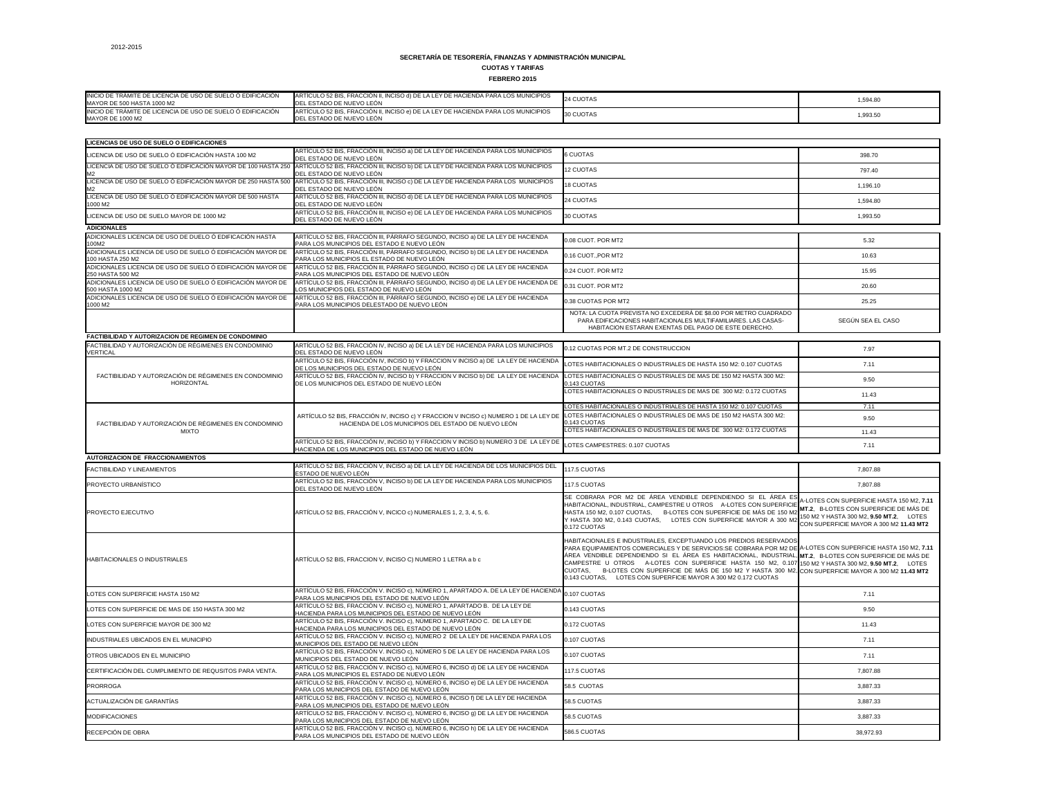2012-2015

**SECRETARÍA DE TESORERÍA, FINANZAS Y ADMINISTRACIÓN MUNICIPAL**

**CUOTAS Y TARIFAS**

**FEBRERO 2015**

| | | | |
|---|---|---|---|
| INICIO DE TRÁMITE DE LICENCIA DE USO DE SUELO Ó EDIFICACIÓN MAYOR DE 500 HASTA 1000 M2 | ARTÍCULO 52 BIS, FRACCIÓN II, INCISO d) DE LA LEY DE HACIENDA PARA LOS MUNICIPIOS DEL ESTADO DE NUEVO LEÓN | 24 CUOTAS | 1,594.80 |
| INICIO DE TRÁMITE DE LICENCIA DE USO DE SUELO Ó EDIFICACIÓN MAYOR DE 1000 M2 | ARTÍCULO 52 BIS, FRACCIÓN II, INCISO e) DE LA LEY DE HACIENDA PARA LOS MUNICIPIOS DEL ESTADO DE NUEVO LEÓN | 30 CUOTAS | 1,993.50 |

| | | | |
|---|---|---|---|
| **LICENCIAS DE USO DE SUELO O EDIFICACIONES** | | | |
| LICENCIA DE USO DE SUELO Ó EDIFICACIÓN HASTA 100 M2 | ARTÍCULO 52 BIS, FRACCIÓN III, INCISO a) DE LA LEY DE HACIENDA PARA LOS MUNICIPIOS DEL ESTADO DE NUEVO LEÓN | 6 CUOTAS | 398.70 |
| LICENCIA DE USO DE SUELO Ó EDIFICACIÓN MAYOR DE 100 HASTA 250 M2 | ARTÍCULO 52 BIS, FRACCIÓN III, INCISO b) DE LA LEY DE HACIENDA PARA LOS MUNICIPIOS DEL ESTADO DE NUEVO LEÓN | 12 CUOTAS | 797.40 |
| LICENCIA DE USO DE SUELO Ó EDIFICACIÓN MAYOR DE 250 HASTA 500 M2 | ARTÍCULO 52 BIS, FRACCIÓN III, INCISO c) DE LA LEY DE HACIENDA PARA LOS MUNICIPIOS DEL ESTADO DE NUEVO LEÓN | 18 CUOTAS | 1,196.10 |
| LICENCIA DE USO DE SUELO Ó EDIFICACIÓN MAYOR DE 500 HASTA 1000 M2 | ARTÍCULO 52 BIS, FRACCIÓN III, INCISO d) DE LA LEY DE HACIENDA PARA LOS MUNICIPIOS DEL ESTADO DE NUEVO LEÓN | 24 CUOTAS | 1,594.80 |
| LICENCIA DE USO DE SUELO MAYOR DE 1000 M2 | ARTÍCULO 52 BIS, FRACCIÓN III, INCISO e) DE LA LEY DE HACIENDA PARA LOS MUNICIPIOS DEL ESTADO DE NUEVO LEÓN | 30 CUOTAS | 1,993.50 |
| **ADICIONALES** | | | |
| ADICIONALES LICENCIA DE USO DE DUELO Ó EDIFICACIÓN HASTA 100M2 | ARTÍCULO 52 BIS, FRACCIÓN III, PÁRRAFO SEGUNDO, INCISO a) DE LA LEY DE HACIENDA PARA LOS MUNICIPIOS DEL ESTADO E NUEVO LEÓN | 0.08 CUOT. POR MT2 | 5.32 |
| ADICIONALES LICENCIA DE USO DE SUELO Ó EDIFICACIÓN MAYOR DE 100 HASTA 250 M2 | ARTÍCULO 52 BIS, FRACCIÓN III, PÁRRAFO SEGUNDO, INCISO b) DE LA LEY DE HACIENDA PARA LOS MUNICIPIOS EL ESTADO DE NUEVO LEÓN | 0.16 CUOT.,POR MT2 | 10.63 |
| ADICIONALES LICENCIA DE USO DE SUELO Ó EDIFICACIÓN MAYOR DE 250 HASTA 500 M2 | ARTÍCULO 52 BIS, FRACCIÓN III, PÁRRAFO SEGUNDO, INCISO c) DE LA LEY DE HACIENDA PARA LOS MUNICIPIOS DEL ESTADO DE NUEVO LEÓN | 0.24 CUOT. POR MT2 | 15.95 |
| ADICIONALES LICENCIA DE USO DE SUELO Ó EDIFICACIÓN MAYOR DE 500 HASTA 1000 M2 | ARTÍCULO 52 BIS, FRACCIÓN III, PÁRRAFO SEGUNDO, INCISO d) DE LA LEY DE HACIENDA DE LOS MUNICIPIOS DEL ESTADO DE NUEVO LEÓN | 0.31 CUOT. POR MT2 | 20.60 |
| ADICIONALES LICENCIA DE USO DE SUELO Ó EDIFICACIÓN MAYOR DE 1000 M2 | ARTÍCULO 52 BIS, FRACCIÓN III, PÁRRAFO SEGUNDO, INCISO e) DE LA LEY DE HACIENDA PARA LOS MUNICIPIOS DELESTADO DE NUEVO LEÓN | 0.38 CUOTAS POR MT2 | 25.25 |
| | | NOTA: LA CUOTA PREVISTA NO EXCEDERÁ DE $8.00 POR METRO CUADRADO PARA EDIFICACIONES HABITACIONALES MULTIFAMILIARES. LAS CASAS-HABITACION ESTARAN EXENTAS DEL PAGO DE ESTE DERECHO. | SEGÚN SEA EL CASO |
| **FACTIBILIDAD Y AUTORIZACION DE REGIMEN DE CONDOMINIO** | | | |
| FACTIBILIDAD Y AUTORIZACIÓN DE RÉGIMENES EN CONDOMINIO VERTICAL | ARTÍCULO 52 BIS, FRACCIÓN IV, INCISO a) DE LA LEY DE HACIENDA PARA LOS MUNICIPIOS DEL ESTADO DE NUEVO LEÓN | 0.12 CUOTAS POR MT.2 DE CONSTRUCCION | 7.97 |
| FACTIBILIDAD Y AUTORIZACIÓN DE RÉGIMENES EN CONDOMINIO HORIZONTAL | ARTÍCULO 52 BIS, FRACCIÓN IV, INCISO b) Y FRACCION V INCISO a) DE LA LEY DE HACIENDA DE LOS MUNICIPIOS DEL ESTADO DE NUEVO LEÓN | LOTES HABITACIONALES O INDUSTRIALES DE HASTA 150 M2: 0.107 CUOTAS | 7.11 |
| | ARTÍCULO 52 BIS, FRACCIÓN IV, INCISO b) Y FRACCION V INCISO b) DE LA LEY DE HACIENDA DE LOS MUNICIPIOS DEL ESTADO DE NUEVO LEÓN | LOTES HABITACIONALES O INDUSTRIALES DE MAS DE 150 M2 HASTA 300 M2: 0.143 CUOTAS | 9.50 |
| | | LOTES HABITACIONALES O INDUSTRIALES DE MAS DE 300 M2: 0.172 CUOTAS | 11.43 |
| FACTIBILIDAD Y AUTORIZACIÓN DE RÉGIMENES EN CONDOMINIO MIXTO | ARTÍCULO 52 BIS, FRACCIÓN IV, INCISO c) Y FRACCION V INCISO c) NUMERO 1 DE LA LEY DE HACIENDA DE LOS MUNICIPIOS DEL ESTADO DE NUEVO LEÓN | LOTES HABITACIONALES O INDUSTRIALES DE HASTA 150 M2: 0.107 CUOTAS | 7.11 |
| | | LOTES HABITACIONALES O INDUSTRIALES DE MAS DE 150 M2 HASTA 300 M2: 0.143 CUOTAS | 9.50 |
| | | LOTES HABITACIONALES O INDUSTRIALES DE MAS DE 300 M2: 0.172 CUOTAS | 11.43 |
| | ARTÍCULO 52 BIS, FRACCIÓN IV, INCISO b) Y FRACCION V INCISO b) NUMERO 3 DE LA LEY DE HACIENDA DE LOS MUNICIPIOS DEL ESTADO DE NUEVO LEÓN | LOTES CAMPESTRES: 0.107 CUOTAS | 7.11 |
| **AUTORIZACION DE FRACCIONAMIENTOS** | | | |
| FACTIBILIDAD Y LINEAMIENTOS | ARTÍCULO 52 BIS, FRACCIÓN V, INCISO a) DE LA LEY DE HACIENDA DE LOS MUNICIPIOS DEL ESTADO DE NUEVO LEÓN | 117.5 CUOTAS | 7,807.88 |
| PROYECTO URBANÍSTICO | ARTÍCULO 52 BIS, FRACCIÓN V, INCISO b) DE LA LEY DE HACIENDA PARA LOS MUNICIPIOS DEL ESTADO DE NUEVO LEÓN | 117.5 CUOTAS | 7,807.88 |
| PROYECTO EJECUTIVO | ARTÍCULO 52 BIS, FRACCIÓN V, INCICO c) NUMERALES 1, 2, 3, 4, 5, 6. | SE COBRARA POR M2 DE ÁREA VENDIBLE DEPENDIENDO SI EL ÁREA ES HABITACIONAL, INDUSTRIAL, CAMPESTRE U OTROS A-LOTES CON SUPERFICIE HASTA 150 M2, 0.107 CUOTAS, B-LOTES CON SUPERFICIE DE MÁS DE 150 M2 Y HASTA 300 M2, 0.143 CUOTAS, LOTES CON SUPERFICIE MAYOR A 300 M2 0.172 CUOTAS | A-LOTES CON SUPERFICIE HASTA 150 M2, **7.11 MT.2**, B-LOTES CON SUPERFICIE DE MÁS DE 150 M2 Y HASTA 300 M2, **9.50 MT.2**, LOTES CON SUPERFICIE MAYOR A 300 M2 **11.43 MT2** |
| HABITACIONALES O INDUSTRIALES | ARTÍCULO 52 BIS, FRACCION V, INCISO C) NUMERO 1 LETRA a b c | HABITACIONALES E INDUSTRIALES, EXCEPTUANDO LOS PREDIOS RESERVADOS PARA EQUIPAMIENTOS COMERCIALES Y DE SERVICIOS:SE COBRARA POR M2 DE ÁREA VENDIBLE DEPENDIENDO SI EL ÁREA ES HABITACIONAL, INDUSTRIAL, CAMPESTRE U OTROS A-LOTES CON SUPERFICIE HASTA 150 M2, 0.107 CUOTAS, B-LOTES CON SUPERFICIE DE MÁS DE 150 M2 Y HASTA 300 M2, 0.143 CUOTAS, LOTES CON SUPERFICIE MAYOR A 300 M2 0.172 CUOTAS | A-LOTES CON SUPERFICIE HASTA 150 M2, **7.11 MT.2**, B-LOTES CON SUPERFICIE DE MÁS DE 150 M2 Y HASTA 300 M2, **9.50 MT.2**, LOTES CON SUPERFICIE MAYOR A 300 M2 **11.43 MT2** |
| LOTES CON SUPERFICIE HASTA 150 M2 | ARTÍCULO 52 BIS, FRACCIÓN V. INCISO c), NÚMERO 1, APARTADO A. DE LA LEY DE HACIENDA PARA LOS MUNICIPIOS DEL ESTADO DE NUEVO LEÓN | 0.107 CUOTAS | 7.11 |
| LOTES CON SUPERFICIE DE MAS DE 150 HASTA 300 M2 | ARTÍCULO 52 BIS, FRACCIÓN V. INCISO c), NÚMERO 1, APARTADO B. DE LA LEY DE HACIENDA PARA LOS MUNICIPIOS DEL ESTADO DE NUEVO LEÓN | 0.143 CUOTAS | 9.50 |
| LOTES CON SUPERFICIE MAYOR DE 300 M2 | ARTÍCULO 52 BIS, FRACCIÓN V. INCISO c), NÚMERO 1, APARTADO C. DE LA LEY DE HACIENDA PARA LOS MUNICIPIOS DEL ESTADO DE NUEVO LEÓN | 0.172 CUOTAS | 11.43 |
| INDUSTRIALES UBICADOS EN EL MUNICIPIO | ARTÍCULO 52 BIS, FRACCIÓN V. INCISO c), NÚMERO 2 DE LA LEY DE HACIENDA PARA LOS MUNICIPIOS DEL ESTADO DE NUEVO LEÓN | 0.107 CUOTAS | 7.11 |
| OTROS UBICADOS EN EL MUNICIPIO | ARTÍCULO 52 BIS, FRACCIÓN V. INCISO c), NÚMERO 5 DE LA LEY DE HACIENDA PARA LOS MUNICIPIOS DEL ESTADO DE NUEVO LEÓN | 0.107 CUOTAS | 7.11 |
| CERTIFICACIÓN DEL CUMPLIMIENTO DE REQUSITOS PARA VENTA. | ARTÍCULO 52 BIS, FRACCIÓN V. INCISO c), NÚMERO 6, INCISO d) DE LA LEY DE HACIENDA PARA LOS MUNICIPIOS EL ESTADO DE NUEVO LEÓN | 117.5 CUOTAS | 7,807.88 |
| PRORROGA | ARTÍCULO 52 BIS, FRACCIÓN V. INCISO c), NÚMERO 6, INCISO e) DE LA LEY DE HACIENDA PARA LOS MUNICIPIOS DEL ESTADO DE NUEVO LEÓN | 58.5 CUOTAS | 3,887.33 |
| ACTUALIZACIÓN DE GARANTÍAS | ARTÍCULO 52 BIS, FRACCIÓN V. INCISO c), NÚMERO 6, INCISO f) DE LA LEY DE HACIENDA PARA LOS MUNICIPIOS DEL ESTADO DE NUEVO LEÓN | 58.5 CUOTAS | 3,887.33 |
| MODIFICACIONES | ARTÍCULO 52 BIS, FRACCIÓN V. INCISO c), NÚMERO 6, INCISO g) DE LA LEY DE HACIENDA PARA LOS MUNICIPIOS DEL ESTADO DE NUEVO LEÓN | 58.5 CUOTAS | 3,887.33 |
| RECEPCIÓN DE OBRA | ARTÍCULO 52 BIS, FRACCIÓN V. INCISO c), NÚMERO 6, INCISO h) DE LA LEY DE HACIENDA PARA LOS MUNICIPIOS DEL ESTADO DE NUEVO LEÓN | 586.5 CUOTAS | 38,972.93 |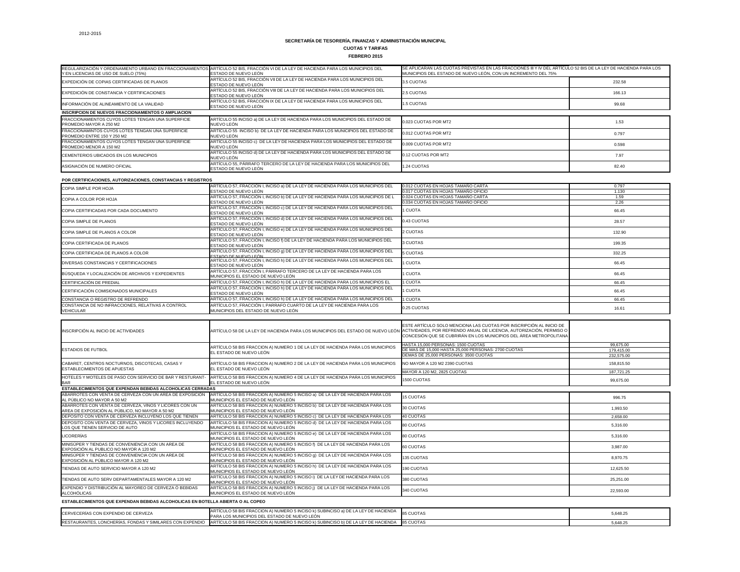2012-2015

**SECRETARÍA DE TESORERÍA, FINANZAS Y ADMINISTRACIÓN MUNICIPAL**

**CUOTAS Y TARIFAS**

**FEBRERO 2015**

| | | | |
|---|---|---|---|
| REGULARIZACIÓN Y ORDENAMIENTO URBANO EN FRACCIONAMIENTOS Y EN LICENCIAS DE USO DE SUELO (75%) | ARTÍCULO 52 BIS, FRACCIÓN VI DE LA LEY DE HACIENDA PARA LOS MUNICIPIOS DEL ESTADO DE NUEVO LEÓN | SE APLICARAN LAS CUOTAS PREVISTAS EN LAS FRACCIONES III Y IV DEL ARTÍCULO 52 BIS DE LA LEY DE HACIENDA PARA LOS MUNICIPIOS DEL ESTADO DE NUEVO LEÓN, CON UN INCREMENTO DEL 75% | |
| EXPEDICIÓN DE COPIAS CERTIFICADAS DE PLANOS | ARTÍCULO 52 BIS, FRACCIÓN VII DE LA LEY DE HACIENDA PARA LOS MUNICIPIOS DEL ESTADO DE NUEVO LEÓN | 3.5 CUOTAS | 232.58 |
| EXPEDICIÓN DE CONSTANCIA Y CERTIFICACIONES | ARTÍCULO 52 BIS, FRACCIÓN VIII DE LA LEY DE HACIENDA PARA LOS MUNICIPIOS DEL ESTADO DE NUEVO LEÓN | 2.5 CUOTAS | 166.13 |
| INFORMACIÓN DE ALINEAMIENTO DE LA VIALIDAD | ARTÍCULO 52 BIS, FRACCIÓN IX DE LA LEY DE HACIENDA PARA LOS MUNICIPIOS DEL ESTADO DE NUEVO LEÓN | 1.5 CUOTAS | 99.68 |
| **INSCRIPCION DE NUEVOS FRACCIONAMIENTOS O AMPLIACION** | | | |
| FRACCIONAMIENTOS CUYOS LOTES TENGAN UNA SUPERFICIE PROMEDIO MAYOR A 250 M2 | ARTÍCULO 55 INCISO a) DE LA LEY DE HACIENDA PARA LOS MUNICIPIOS DEL ESTADO DE NUEVO LEÓN | 0.023 CUOTAS POR MT2 | 1.53 |
| FRACCIONAMINTOS CUYOS LOTES TENGAN UNA SUPERFICIE PROMEDIO ENTRE 150 Y 250 M2 | ARTÍCULO 55 INCISO b) DE LA LEY DE HACIENDA PARA LOS MUNICIPIOS DEL ESTADO DE NUEVO LEÓN | 0.012 CUOTAS POR MT2 | 0.797 |
| FRACCIONAMIENTOS CUYOS LOTES TENGAN UNA SUPERFICIE PROMEDIO MENOR A 150 M2 | ARTÍCULO 55 INCISO c) DE LA LEY DE HACIENDA PARA LOS MUNICIPIOS DEL ESTADO DE NUEVO LEÓN | 0.009 CUOTAS POR MT2 | 0.598 |
| CEMENTERIOS UBICADOS EN LOS MUNICIPIOS | ARTÍCULO 55 INCISO d) DE LA LEY DE HACIENDA PARA LOS MUNICIPIOS DEL ESTADO DE NUEVO LEÓN | 0.12 CUOTAS POR MT2 | 7.97 |
| ASIGNACIÓN DE NUMERO OFICIAL | ARTÍCULO 55, PÁRRAFO TERCERO DE LA LEY DE HACIENDA PARA LOS MUNICIPIOS DEL ESTADO DE NUEVO LEÓN | 1.24 CUOTAS | 82.40 |

**POR CERTIFICACIONES, AUTORIZACIONES, CONSTANCIAS Y REGISTROS**

| | | | |
|---|---|---|---|
| COPIA SIMPLE POR HOJA | ARTÍCULO 57, FRACCIÓN I, INCISO a) DE LA LEY DE HACIENDA PARA LOS MUNICIPIOS DEL ESTADO DE NUEVO LEÓN | 0.012 CUOTAS EN HOJAS TAMAÑO CARTA | 0.797 |
| | | 0.017 CUOTAS EN HOJAS TAMAÑO OFICIO | 1.130 |
| COPIA A COLOR POR HOJA | ARTÍCULO 57, FRACCIÓN I, INCISO b) DE LA LEY DE HACIENDA PARA LOS MUNICIPIOS DE L ESTADO DE NUEVO LEÓN | 0.024 CUOTAS EN HOJAS TAMAÑO CARTA | 1.59 |
| | | 0.034 CUOTAS EN HOJAS TAMAÑO OFICIO | 2.26 |
| COPIA CERTIFICADAS POR CADA DOCUMENTO | ARTÍCULO 57, FRACCIÓN I, INCISO c) DE LA LEY DE HACIENDA PARA LOS MUNICIPIOS DEL ESTADO DE NUEVO LEÓN | 1 CUOTA | 66.45 |
| COPIA SIMPLE DE PLANOS | ARTÍCULO 57, FRACCIÓN I, INCISO d) DE LA LEY DE HACIENDA PARA LOS MUNICIPIOS DEL ESTADO DE NUEVO LEÓN | 0.43 CUOTAS | 28.57 |
| COPIA SIMPLE DE PLANOS A COLOR | ARTÍCULO 57, FRACCIÓN I, INCISO e) DE LA LEY DE HACIENDA PARA LOS MUNICIPIOS DEL ESTADO DE NUEVO LEÓN | 2 CUOTAS | 132.90 |
| COPIA CERTIFICADA DE PLANOS | ARTÍCULO 57, FRACCIÓN I, INCISO f) DE LA LEY DE HACIENDA PARA LOS MUNICIPIOS DEL ESTADO DE NUEVO LEÓN | 3 CUOTAS | 199.35 |
| COPIA CERTIFICADA DE PLANOS A COLOR | ARTÍCULO 57, FRACCIÓN I, INCISO g) DE LA LEY DE HACIENDA PARA LOS MUNICIPIOS DEL ESTADO DE NUEVO LEÓN | 5 CUOTAS | 332.25 |
| DIVERSAS CONSTANCIAS Y CERTIFICACIONES | ARTÍCULO 57, FRACCIÓN I, INCISO h) DE LA LEY DE HACIENDA PARA LOS MUNICIPIOS DEL ESTADO DE NUEVO LEÓN | 1 CUOTA | 66.45 |
| BÚSQUEDA Y LOCALIZACIÓN DE ARCHIVOS Y EXPEDIENTES | ARTÍCULO 57, FRACCIÓN I, PÁRRAFO TERCERO DE LA LEY DE HACIENDA PARA LOS MUNICIPIOS EL ESTADO DE NUEVO LEÓN | 1 CUOTA | 66.45 |
| CERTIFICACIÓN DE PREDIAL | ARTÍCULO 57, FRACCIÓN I, INCISO h) DE LA LEY DE HACIENDA PARA LOS MUNICIPIOS EL | 1 CUOTA | 66.45 |
| CERTIFICACIÓN COMISIONADOS MUNICIPALES | ARTÍCULO 57, FRACCIÓN I, INCISO h) DE LA LEY DE HACIENDA PARA LOS MUNICIPIOS DEL ESTADO DE NUEVO LEÓN | 1 CUOTA | 66.45 |
| CONSTANCIA O REGISTRO DE REFRENDO | ARTÍCULO 57, FRACCIÓN I, INCISO h) DE LA LEY DE HACIENDA PARA LOS MUNICIPIOS DEL | 1 CUOTA | 66.45 |
| CONSTANCIA DE NO INFRACCIONES, RELATIVAS A CONTROL VEHICULAR | ARTÍCULO 57, FRACCIÓN I, PARRAFO CUARTO DE LA LEY DE HACIENDA PARA LOS MUNICIPIOS DEL ESTADO DE NUEVO LEÓN | 0.25 CUOTAS | 16.61 |

| | | | |
|---|---|---|---|
| INSCRIPCIÓN AL INICIO DE ACTIVIDADES | ARTÍCULO 58 DE LA LEY DE HACIENDA PARA LOS MUNICIPIOS DEL ESTADO DE NUEVO LEÓN | ESTE ARTÍCULO SOLO MENCIONA LAS CUOTAS POR INSCRIPCIÓN AL INICIO DE ACTIVIDADES, POR REFRENDO ANUAL DE LICENCIA, AUTORIZACIÓN, PERMISO O CONCESIÓN QUE SE CUBRIRÁN EN LOS MUNICIPIOS DEL ÁREA METROPOLITANA | |
| ESTADIOS DE FUTBOL | ARTÍCULO 58 BIS FRACCION A) NUMERO 1 DE LA LEY DE HACIENDA PARA LOS MUNICIPIOS EL ESTADO DE NUEVO LEÓN | HASTA 15,000 PERSONAS: 1500 CUOTAS | 99,675.00 |
| | | DE MAS DE 15,000 HASTA 25,000 PERSONAS: 2700 CUOTAS | 179,415.00 |
| | | DEMAS DE 25,000 PERSONAS: 3500 CUOTAS | 232,575.00 |
| CABARET, CENTROS NOCTURNOS, DISCOTECAS, CASAS Y ESTABLECIMIENTOS DE APUESTAS | ARTÍCULO 58 BIS FRACCION A) NUMERO 2 DE LA LEY DE HACIENDA PARA LOS MUNICIPIOS EL ESTADO DE NUEVO LEÓN | NO MAYOR A 120 M2 2390 CUOTAS | 158,815.50 |
| | | MAYOR A 120 M2, 2825 CUOTAS | 187,721.25 |
| HOTELES Y MOTELES DE PASO CON SERVICIO DE BAR Y RESTURANT-BAR | ARTÍCULO 58 BIS FRACCION A) NUMERO 4 DE LA LEY DE HACIENDA PARA LOS MUNICIPIOS EL ESTADO DE NUEVO LEÓN | 1500 CUOTAS | 99,675.00 |
| **ESTABLECIMIENTOS QUE EXPENDAN BEBIDAS ALCOHOLICAS CERRADAS** | | | |
| ABARROTES CON VENTA DE CERVEZA CON UN AREA DE EXPOSICIÓN AL PÚBLICO NO MAYOR A 50 M2 | ARTÍCULO 58 BIS FRACCION A) NUMERO 5 INCISO a) DE LA LEY DE HACIENDA PARA LOS MUNICIPIOS EL ESTADO DE NUEVO LEÓN | 15 CUOTAS | 996.75 |
| ABARROTES CON VENTA DE CERVEZA, VINOS Y LICORES CON UN AREA DE EXPOSICIÓN AL PÚBLICO, NO MAYOR A 50 M2 | ARTÍCULO 58 BIS FRACCION A) NUMERO 5 INCISO b) DE LA LEY DE HACIENDA PARA LOS MUNICIPIOS EL ESTADO DE NUEVO LEÓN | 30 CUOTAS | 1,993.50 |
| DEPOSITO CON VENTA DE CERVEZA INCLUYENO LOS QUE TIENEN | ARTÍCULO 58 BIS FRACCION A) NUMERO 5 INCISO c) DE LA LEY DE HACIENDA PARA LOS | 40 CUOTAS | 2,658.00 |
| DEPOSITO CON VENTA DE CERVEZA, VINOS Y LICORES INCLUYENDO LOS QUE TIENEN SERVICIO DE AUTO | ARTÍCULO 58 BIS FRACCION A) NUMERO 5 INCISO d) DE LA LEY DE HACIENDA PARA LOS MUNICIPIOS EL ESTADO DE NUEVO LEÓN | 80 CUOTAS | 5,316.00 |
| LICORERÍAS | ARTÍCULO 58 BIS FRACCION A) NUMERO 5 INCISO e) DE LA LEY DE HACIENDA PARA LOS MUNICIPIOS EL ESTADO DE NUEVO LEÓN | 80 CUOTAS | 5,316.00 |
| MINISÚPER Y TIENDAS DE CONVENIENCIA CON UN AREA DE EXPOSICIÓN AL PUBLICO NO MAYOR A 120 M2 | ARTÍCULO 58 BIS FRACCION A) NUMERO 5 INCISO f) DE LA LEY DE HACIENDA PARA LOS MUNICIPIOS EL ESTADO DE NUEVO LEÓN | 60 CUOTAS | 3,987.00 |
| MINISÚPER Y TIENDAS DE CONVENIENCIA CON UN AREA DE EXPOSICIÓN AL PÚBLICO MAYOR A 120 M2 | ARTÍCULO 58 BIS FRACCION A) NUMERO 5 INCISO g) DE LA LEY DE HACIENDA PARA LOS MUNICIPIOS EL ESTADO DE NUEVO LEÓN | 135 CUOTAS | 8,970.75 |
| TIENDAS DE AUTO SERVICIO MAYOR A 120 M2 | ARTÍCULO 58 BIS FRACCION A) NUMERO 5 INCISO h) DE LA LEY DE HACIENDA PARA LOS MUNICIPIOS EL ESTADO DE NUEVO LEÓN | 190 CUOTAS | 12,625.50 |
| TIENDAS DE AUTO SERV DEPARTAMENTALES MAYOR A 120 M2 | ARTÍCULO 58 BIS FRACCION A) NUMERO 5 INCISO i) DE LA LEY DE HACIENDA PARA LOS MUNICIPIOS EL ESTADO DE NUEVO LEÓN | 380 CUOTAS | 25,251.00 |
| EXPENDIO Y DISTRIBUCIÓN AL MAYOREO DE CERVEZA Ó BEBIDAS ALCOHÓLICAS | ARTÍCULO 58 BIS FRACCION A) NUMERO 5 INCISO j) DE LA LEY DE HACIENDA PARA LOS MUNICIPIOS EL ESTADO DE NUEVO LEÓN | 340 CUOTAS | 22,593.00 |

**ESTABLECIMIENTOS QUE EXPENDAN BEBIDAS ALCOHOLICAS EN BOTELLA ABIERTA O AL COPEO**

| | | | |
|---|---|---|---|
| CERVECERÍAS CON EXPENDIO DE CERVEZA | ARTÍCULO 58 BIS FRACCION A) NUMERO 5 INCISO k) SUBINCISO a) DE LA LEY DE HACIENDA PARA LOS MUNICIPIOS DEL ESTADO DE NUEVO LEÓN | 85 CUOTAS | 5,648.25 |
| RESTAURANTES, LONCHERÍAS, FONDAS Y SIMILARES CON EXPENDIO | ARTÍCULO 58 BIS FRACCION A) NUMERO 5 INCISO k) SUBINCISO b) DE LA LEY DE HACIENDA | 85 CUOTAS | 5,648.25 |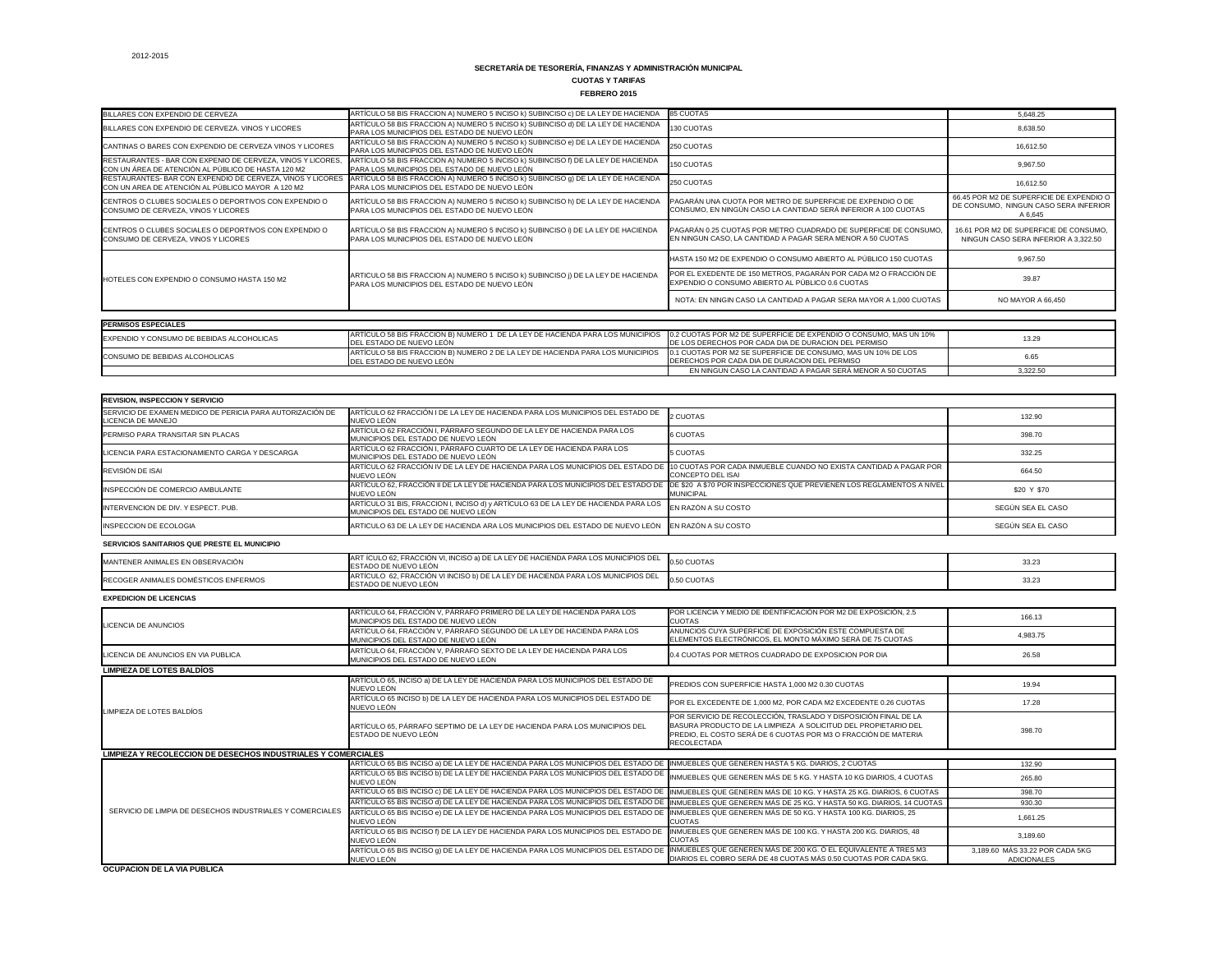2012-2015

**SECRETARÍA DE TESORERÍA, FINANZAS Y ADMINISTRACIÓN MUNICIPAL**

**CUOTAS Y TARIFAS**

**FEBRERO 2015**

| | | | |
|---|---|---|---|
| BILLARES CON EXPENDIO DE CERVEZA | ARTÍCULO 58 BIS FRACCION A) NUMERO 5 INCISO k) SUBINCISO c) DE LA LEY DE HACIENDA | 85 CUOTAS | 5,648.25 |
| BILLARES CON EXPENDIO DE CERVEZA. VINOS Y LICORES | ARTÍCULO 58 BIS FRACCION A) NUMERO 5 INCISO k) SUBINCISO d) DE LA LEY DE HACIENDA PARA LOS MUNICIPIOS DEL ESTADO DE NUEVO LEÓN | 130 CUOTAS | 8,638.50 |
| CANTINAS O BARES CON EXPENDIO DE CERVEZA VINOS Y LICORES | ARTÍCULO 58 BIS FRACCION A) NUMERO 5 INCISO k) SUBINCISO e) DE LA LEY DE HACIENDA PARA LOS MUNICIPIOS DEL ESTADO DE NUEVO LEÓN | 250 CUOTAS | 16,612.50 |
| RESTAURANTES - BAR CON EXPENIO DE CERVEZA, VINOS Y LICORES, CON UN ÁREA DE ATENCIÓN AL PÚBLICO DE HASTA 120 M2 | ARTÍCULO 58 BIS FRACCION A) NUMERO 5 INCISO k) SUBINCISO f) DE LA LEY DE HACIENDA PARA LOS MUNICIPIOS DEL ESTADO DE NUEVO LEÓN | 150 CUOTAS | 9,967.50 |
| RESTAURANTES- BAR CON EXPENDIO DE CERVEZA, VINOS Y LICORES CON UN AREA DE ATENCIÓN AL PÚBLICO MAYOR A 120 M2 | ARTÍCULO 58 BIS FRACCION A) NUMERO 5 INCISO k) SUBINCISO g) DE LA LEY DE HACIENDA PARA LOS MUNICIPIOS DEL ESTADO DE NUEVO LEÓN | 250 CUOTAS | 16,612.50 |
| CENTROS O CLUBES SOCIALES O DEPORTIVOS CON EXPENDIO O CONSUMO DE CERVEZA, VINOS Y LICORES | ARTÍCULO 58 BIS FRACCION A) NUMERO 5 INCISO k) SUBINCISO h) DE LA LEY DE HACIENDA PARA LOS MUNICIPIOS DEL ESTADO DE NUEVO LEÓN | PAGARÁN UNA CUOTA POR METRO DE SUPERFICIE DE EXPENDIO O DE CONSUMO, EN NINGÚN CASO LA CANTIDAD SERÁ INFERIOR A 100 CUOTAS | 66.45 POR M2 DE SUPERFICIE DE EXPENDIO O DE CONSUMO, NINGUN CASO SERA INFERIOR A 6,645 |
| CENTROS O CLUBES SOCIALES O DEPORTIVOS CON EXPENDIO O CONSUMO DE CERVEZA, VINOS Y LICORES | ARTÍCULO 58 BIS FRACCION A) NUMERO 5 INCISO k) SUBINCISO i) DE LA LEY DE HACIENDA PARA LOS MUNICIPIOS DEL ESTADO DE NUEVO LEÓN | PAGARÁN 0.25 CUOTAS POR METRO CUADRADO DE SUPERFICIE DE CONSUMO, EN NINGUN CASO, LA CANTIDAD A PAGAR SERA MENOR A 50 CUOTAS | 16.61 POR M2 DE SUPERFICIE DE CONSUMO, NINGUN CASO SERA INFERIOR A 3,322.50 |
| HOTELES CON EXPENDIO O CONSUMO HASTA 150 M2 | ARTICULO 58 BIS FRACCION A) NUMERO 5 INCISO k) SUBINCISO j) DE LA LEY DE HACIENDA PARA LOS MUNICIPIOS DEL ESTADO DE NUEVO LEÓN | HASTA 150 M2 DE EXPENDIO O CONSUMO ABIERTO AL PÚBLICO 150 CUOTAS | 9,967.50 |
| | | POR EL EXEDENTE DE 150 METROS, PAGARÁN POR CADA M2 O FRACCIÓN DE EXPENDIO O CONSUMO ABIERTO AL PÚBLICO 0.6 CUOTAS | 39.87 |
| | | NOTA: EN NINGIN CASO LA CANTIDAD A PAGAR SERA MAYOR A 1,000 CUOTAS | NO MAYOR A 66,450 |

| **PERMISOS ESPECIALES** | | | |
|---|---|---|---|
| EXPENDIO Y CONSUMO DE BEBIDAS ALCOHOLICAS | ARTÍCULO 58 BIS FRACCION B) NUMERO 1 DE LA LEY DE HACIENDA PARA LOS MUNICIPIOS DEL ESTADO DE NUEVO LEÓN | 0.2 CUOTAS POR M2 DE SUPERFICIE DE EXPENDIO O CONSUMO, MAS UN 10% DE LOS DERECHOS POR CADA DIA DE DURACION DEL PERMISO | 13.29 |
| CONSUMO DE BEBIDAS ALCOHOLICAS | ARTÍCULO 58 BIS FRACCION B) NUMERO 2 DE LA LEY DE HACIENDA PARA LOS MUNICIPIOS DEL ESTADO DE NUEVO LEÓN | 0.1 CUOTAS POR M2 SE SUPERFICIE DE CONSUMO, MAS UN 10% DE LOS DERECHOS POR CADA DIA DE DURACION DEL PERMISO | 6.65 |
| | | EN NINGUN CASO LA CANTIDAD A PAGAR SERÁ MENOR A 50 CUOTAS | 3,322.50 |

| **REVISION, INSPECCION Y SERVICIO** | | | |
|---|---|---|---|
| SERVICIO DE EXAMEN MEDICO DE PERICIA PARA AUTORIZACIÓN DE LICENCIA DE MANEJO | ARTÍCULO 62 FRACCIÓN I DE LA LEY DE HACIENDA PARA LOS MUNICIPIOS DEL ESTADO DE NUEVO LEÓN | 2 CUOTAS | 132.90 |
| PERMISO PARA TRANSITAR SIN PLACAS | ARTÍCULO 62 FRACCIÓN I, PÁRRAFO SEGUNDO DE LA LEY DE HACIENDA PARA LOS MUNICIPIOS DEL ESTADO DE NUEVO LEÓN | 6 CUOTAS | 398.70 |
| LICENCIA PARA ESTACIONAMIENTO CARGA Y DESCARGA | ARTÍCULO 62 FRACCIÓN I, PÁRRAFO CUARTO DE LA LEY DE HACIENDA PARA LOS MUNICIPIOS DEL ESTADO DE NUEVO LEÓN | 5 CUOTAS | 332.25 |
| REVISIÓN DE ISAI | ARTÍCULO 62 FRACCIÓN IV DE LA LEY DE HACIENDA PARA LOS MUNICIPIOS DEL ESTADO DE NUEVO LEÓN | 10 CUOTAS POR CADA INMUEBLE CUANDO NO EXISTA CANTIDAD A PAGAR POR CONCEPTO DEL ISAI | 664.50 |
| INSPECCIÓN DE COMERCIO AMBULANTE | ARTÍCULO 62, FRACCIÓN II DE LA LEY DE HACIENDA PARA LOS MUNICIPIOS DEL ESTADO DE NUEVO LEÓN | DE $20 A $70 POR INSPECCIONES QUE PREVIENEN LOS REGLAMENTOS A NIVEL MUNICIPAL | $20 Y $70 |
| INTERVENCION DE DIV. Y ESPECT. PUB. | ARTÍCULO 31 BIS, FRACCION I, INCISO d) y ARTÍCULO 63 DE LA LEY DE HACIENDA PARA LOS MUNICIPIOS DEL ESTADO DE NUEVO LEÓN | EN RAZÓN A SU COSTO | SEGÚN SEA EL CASO |
| INSPECCION DE ECOLOGIA | ARTICULO 63 DE LA LEY DE HACIENDA ARA LOS MUNICIPIOS DEL ESTADO DE NUEVO LEÓN | EN RAZÓN A SU COSTO | SEGÚN SEA EL CASO |

**SERVICIOS SANITARIOS QUE PRESTE EL MUNICIPIO**

| | | | |
|---|---|---|---|
| MANTENER ANIMALES EN OBSERVACIÓN | ARTÍCULO 62, FRACCIÓN VI, INCISO a) DE LA LEY DE HACIENDA PARA LOS MUNICIPIOS DEL ESTADO DE NUEVO LEÓN | 0.50 CUOTAS | 33.23 |
| RECOGER ANIMALES DOMÉSTICOS ENFERMOS | ARTÍCULO 62, FRACCIÓN VI INCISO b) DE LA LEY DE HACIENDA PARA LOS MUNICIPIOS DEL ESTADO DE NUEVO LEÓN | 0.50 CUOTAS | 33.23 |

**EXPEDICION DE LICENCIAS**

| | | | |
|---|---|---|---|
| LICENCIA DE ANUNCIOS | ARTÍCULO 64, FRACCIÓN V, PÁRRAFO PRIMERO DE LA LEY DE HACIENDA PARA LOS MUNICIPIOS DEL ESTADO DE NUEVO LEÓN | POR LICENCIA Y MEDIO DE IDENTIFICACIÓN POR M2 DE EXPOSICIÓN, 2.5 CUOTAS | 166.13 |
| | ARTÍCULO 64, FRACCIÓN V, PÁRRAFO SEGUNDO DE LA LEY DE HACIENDA PARA LOS MUNICIPIOS DEL ESTADO DE NUEVO LEÓN | ANUNCIOS CUYA SUPERFICIE DE EXPOSICIÓN ESTE COMPUESTA DE ELEMENTOS ELECTRÓNICOS, EL MONTO MÁXIMO SERÁ DE 75 CUOTAS | 4,983.75 |
| LICENCIA DE ANUNCIOS EN VIA PUBLICA | ARTÍCULO 64, FRACCIÓN V, PÁRRAFO SEXTO DE LA LEY DE HACIENDA PARA LOS MUNICIPIOS DEL ESTADO DE NUEVO LEÓN | 0.4 CUOTAS POR METROS CUADRADO DE EXPOSICION POR DIA | 26.58 |

**LIMPIEZA DE LOTES BALDÍOS**

| | | | |
|---|---|---|---|
| LIMPIEZA DE LOTES BALDÍOS | ARTÍCULO 65, INCISO a) DE LA LEY DE HACIENDA PARA LOS MUNICIPIOS DEL ESTADO DE NUEVO LEÓN | PREDIOS CON SUPERFICIE HASTA 1,000 M2 0.30 CUOTAS | 19.94 |
| | ARTÍCULO 65 INCISO b) DE LA LEY DE HACIENDA PARA LOS MUNICIPIOS DEL ESTADO DE NUEVO LEÓN | POR EL EXCEDENTE DE 1,000 M2, POR CADA M2 EXCEDENTE 0.26 CUOTAS | 17.28 |
| | ARTÍCULO 65, PÁRRAFO SEPTIMO DE LA LEY DE HACIENDA PARA LOS MUNICIPIOS DEL ESTADO DE NUEVO LEÓN | POR SERVICIO DE RECOLECCIÓN, TRASLADO Y DISPOSICIÓN FINAL DE LA BASURA PRODUCTO DE LA LIMPIEZA A SOLICITUD DEL PROPIETARIO DEL PREDIO, EL COSTO SERÁ DE 6 CUOTAS POR M3 O FRACCIÓN DE MATERIA RECOLECTADA | 398.70 |

**LIMPIEZA Y RECOLECCION DE DESECHOS INDUSTRIALES Y COMERCIALES**

| | | | |
|---|---|---|---|
| SERVICIO DE LIMPIA DE DESECHOS INDUSTRIALES Y COMERCIALES | ARTÍCULO 65 BIS INCISO a) DE LA LEY DE HACIENDA PARA LOS MUNICIPIOS DEL ESTADO DE | INMUEBLES QUE GENEREN HASTA 5 KG. DIARIOS, 2 CUOTAS | 132.90 |
| | ARTÍCULO 65 BIS INCISO b) DE LA LEY DE HACIENDA PARA LOS MUNICIPIOS DEL ESTADO DE NUEVO LEÓN | INMUEBLES QUE GENEREN MÁS DE 5 KG. Y HASTA 10 KG DIARIOS, 4 CUOTAS | 265.80 |
| | ARTÍCULO 65 BIS INCISO c) DE LA LEY DE HACIENDA PARA LOS MUNICIPIOS DEL ESTADO DE | INMUEBLES QUE GENEREN MÁS DE 10 KG. Y HASTA 25 KG. DIARIOS, 6 CUOTAS | 398.70 |
| | ARTÍCULO 65 BIS INCISO d) DE LA LEY DE HACIENDA PARA LOS MUNICIPIOS DEL ESTADO DE | INMUEBLES QUE GENEREN MÁS DE 25 KG. Y HASTA 50 KG. DIARIOS, 14 CUOTAS | 930.30 |
| | ARTÍCULO 65 BIS INCISO e) DE LA LEY DE HACIENDA PARA LOS MUNICIPIOS DEL ESTADO DE NUEVO LEÓN | INMUEBLES QUE GENEREN MÁS DE 50 KG. Y HASTA 100 KG. DIARIOS, 25 CUOTAS | 1,661.25 |
| | ARTÍCULO 65 BIS INCISO f) DE LA LEY DE HACIENDA PARA LOS MUNICIPIOS DEL ESTADO DE NUEVO LEÓN | INMUEBLES QUE GENEREN MÁS DE 100 KG. Y HASTA 200 KG. DIARIOS, 48 CUOTAS | 3,189.60 |
| | ARTÍCULO 65 BIS INCISO g) DE LA LEY DE HACIENDA PARA LOS MUNICIPIOS DEL ESTADO DE NUEVO LEÓN | INMUEBLES QUE GENEREN MÁS DE 200 KG. Ó EL EQUIVALENTE A TRES M3 DIARIOS EL COBRO SERÁ DE 48 CUOTAS MÁS 0.50 CUOTAS POR CADA 5KG. | 3,189.60 MÁS 33.22 POR CADA 5KG ADICIONALES |

**OCUPACION DE LA VIA PUBLICA**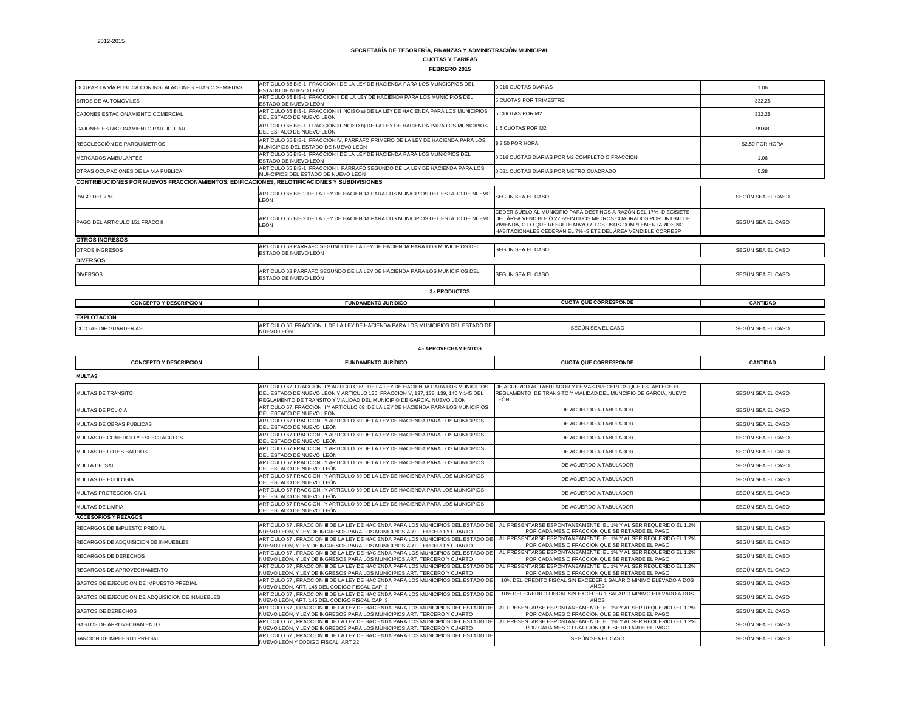2012-2015

**SECRETARÍA DE TESORERÍA, FINANZAS Y ADMINISTRACIÓN MUNICIPAL**

**CUOTAS Y TARIFAS**

**FEBRERO 2015**

| | | | |
|---|---|---|---|
| OCUPAR LA VÍA PUBLICA CON INSTALACIONES FIJAS O SEMIFIJAS | ARTÍCULO 65 BIS-1, FRACCIÓN I DE LA LEY DE HACIENDA PARA LOS MUNCICPIOS DEL ESTADO DE NUEVO LEÓN | 0.016 CUOTAS DIARIAS | 1.06 |
| SITIOS DE AUTOMÓVILES | ARTÍCULO 65 BIS-1, FRACCIÓN II DE LA LEY DE HACIENDA PARA LOS MUNICIPIOS DEL ESTADO DE NUEVO LEÓN | 5 CUOTAS POR TRIMESTRE | 332.25 |
| CAJONES ESTACIONAMIENTO COMERCIAL | ARTÍCULO 65 BIS-1, FRACCIÓN III INCISO a) DE LA LEY DE HACIENDA PARA LOS MUNICIPIOS DEL ESTADO DE NUEVO LEÓN | 5 CUOTAS POR M2 | 332.25 |
| CAJONES ESTACIONAMIENTO PARTICULAR | ARTÍCULO 65 BIS-1, FRACCIÓN III INCISO b) DE LA LEY DE HACIENDA PARA LOS MUNICIPIOS DEL ESTADO DE NUEVO LEÓN | 1.5 CUOTAS POR M2 | 99.68 |
| RECOLECCIÓN DE PARQUÍMETROS | ARTÍCULO 65 BIS-1, FRACCIÓN IV, PÁRRAFO PRIMERO DE LA LEY DE HACIENDA PARA LOS MUNICIPIOS DEL ESTADO DE NUEVO LEÓN | $ 2.50 POR HORA | $2.50 POR HORA |
| MERCADOS AMBULANTES | ARTÍCULO 65 BIS-1, FRACCIÓN I DE LA LEY DE HACIENDA PARA LOS MUNICPIOS DEL ESTADO DE NUEVO LEÓN | 0.016 CUOTAS DIARIAS POR M2 COMPLETO O FRACCION | 1.06 |
| OTRAS OCUPACIONES DE LA VIA PUBLICA | ARTÍCULO 65 BIS-1, FRACCIÓN I, PÁRRAFO SEGUNDO DE LA LEY DE HACIENDA PARA LOS MUNCIPIOS DEL ESTADO DE NUEVO LEÓN | 0.081 CUOTAS DIARIAS POR METRO CUADRADO | 5.38 |
| **CONTRIBUCIONES POR NUEVOS FRACCIONAMIENTOS, EDIFICACIONES, RELOTIFICACIONES Y SUBDIVISIONES** | | | |
| PAGO DEL 7 % | ARTICULO 65 BIS 2 DE LA LEY DE HACIENDA PARA LOS MUNICIPIOS DEL ESTADO DE NUEVO LEÓN | SEGÚN SEA EL CASO | SEGÚN SEA EL CASO |
| PAGO DEL ARTICULO 151 FRACC II | ARTICULO 65 BIS 2 DE LA LEY DE HACIENDA PARA LOS MUNICIPIOS DEL ESTADO DE NUEVO LEÓN | CEDER SUELO AL MUNICIPIO PARA DESTINOS A RAZÓN DEL 17% -DIECISIETE DEL ÁREA VENDIBLE Ó 22 -VEINTIDÓS METROS CUADRADOS POR UNIDAD DE VIVIENDA, O LO QUE RESULTE MAYOR. LOS USOS COMPLEMENTARIOS NO HABITACIONALES CEDERÁN EL 7% -SIETE DEL ÁREA VENDIBLE CORRESP | SEGÚN SEA EL CASO |
| **OTROS INGRESOS** | | | |
| OTROS INGRESOS | ARTICULO 63 PARRAFO SEGUNDO DE LA LEY DE HACIENDA PARA LOS MUNICIPIOS DEL ESTADO DE NUEVO LEÓN | SEGÚN SEA EL CASO | SEGÚN SEA EL CASO |
| **DIVERSOS** | | | |
| DIVERSOS | ARTICULO 63 PARRAFO SEGUNDO DE LA LEY DE HACIENDA PARA LOS MUNICIPIOS DEL ESTADO DE NUEVO LEÓN | SEGÚN SEA EL CASO | SEGÚN SEA EL CASO |

**3.- PRODUCTOS**

| CONCEPTO Y DESCRIPCION | FUNDAMENTO JURÍDICO | CUOTA QUE CORRESPONDE | CANTIDAD |
|---|---|---|---|
| **EXPLOTACION** | | | |
| CUOTAS DIF GUARDERIAS | ARTICULO 66, FRACCION I DE LA LEY DE HACIENDA PARA LOS MUNICIPIOS DEL ESTADO DE NUEVO LEÓN | SEGÚN SEA EL CASO | SEGÚN SEA EL CASO |

**4.- APROVECHAMIENTOS**

| CONCEPTO Y DESCRIPCION | FUNDAMENTO JURÍDICO | CUOTA QUE CORRESPONDE | CANTIDAD |
|---|---|---|---|
| **MULTAS** | | | |
| MULTAS DE TRANSITO | ARTICULO 67, FRACCION I Y ARTICULO 69 DE LA LEY DE HACIENDA PARA LOS MUNICIPIOS DEL ESTADO DE NUEVO LEÓN Y ARTICULO 136, FRACCION V, 137, 138, 139, 140 Y 145 DEL REGLAMENTO DE TRANSITO Y VIALIDAD DEL MUNICIPIO DE GARCIA, NUEVO LEÓN | DE ACUERDO AL TABULADOR Y DEMAS PRECEPTOS QUE ESTABLECE EL REGLAMENTO DE TRANSITO Y VIALIDAD DEL MUNCIPIO DE GARCIA, NUEVO LEÓN | SEGÚN SEA EL CASO |
| MULTAS DE POLICIA | ARTICULO 67, FRACCION I Y ARTICULO 69 DE LA LEY DE HACIENDA PARA LOS MUNICIPIOS DEL ESTADO DE NUEVO LEÓN | DE ACUERDO A TABULADOR | SEGÚN SEA EL CASO |
| MULTAS DE OBRAS PUBLICAS | ARTICULO 67 FRACCION I Y ARTICULO 69 DE LA LEY DE HACIENDA PARA LOS MUNICIPIOS DEL ESTADO DE NUEVO LEÓN | DE ACUERDO A TABULADOR | SEGÚN SEA EL CASO |
| MULTAS DE COMERCIO Y ESPECTACULOS | ARTICULO 67 FRACCION I Y ARTICULO 69 DE LA LEY DE HACIENDA PARA LOS MUNICIPIOS DEL ESTADO DE NUEVO LEÓN | DE ACUERDO A TABULADOR | SEGÚN SEA EL CASO |
| MULTAS DE LOTES BALDIOS | ARTICULO 67 FRACCION I Y ARTICULO 69 DE LA LEY DE HACIENDA PARA LOS MUNICIPIOS DEL ESTADO DE NUEVO LEÓN | DE ACUERDO A TABULADOR | SEGÚN SEA EL CASO |
| MULTA DE ISAI | ARTICULO 67 FRACCION I Y ARTICULO 69 DE LA LEY DE HACIENDA PARA LOS MUNICIPIOS DEL ESTADO DE NUEVO LEÓN | DE ACUERDO A TABULADOR | SEGÚN SEA EL CASO |
| MULTAS DE ECOLOGIA | ARTICULO 67 FRACCION I Y ARTICULO 69 DE LA LEY DE HACIENDA PARA LOS MUNICIPIOS DEL ESTADO DE NUEVO LEÓN | DE ACUERDO A TABULADOR | SEGÚN SEA EL CASO |
| MULTAS PROTECCION CIVIL | ARTICULO 67 FRACCION I Y ARTICULO 69 DE LA LEY DE HACIENDA PARA LOS MUNICIPIOS DEL ESTADO DE NUEVO LEÓN | DE ACUERDO A TABULADOR | SEGÚN SEA EL CASO |
| MULTAS DE LIMPIA | ARTICULO 67 FRACCION I Y ARTICULO 69 DE LA LEY DE HACIENDA PARA LOS MUNICIPIOS DEL ESTADO DE NUEVO LEÓN | DE ACUERDO A TABULADOR | SEGÚN SEA EL CASO |
| **ACCESORIOS Y REZAGOS** | | | |
| RECARGOS DE IMPUESTO PREDIAL | ARTICULO 67 , FRACCION III DE LA LEY DE HACIENDA PARA LOS MUNICIPIOS DEL ESTADO DE NUEVO LEÓN, Y LEY DE INGRESOS PARA LOS MUNICIPIOS ART. TERCERO Y CUARTO | AL PRESENTARSE ESPONTANEAMENTE EL 1% Y AL SER REQUERIDO EL 1.2% POR CADA MES O FRACCION QUE SE RETARDE EL PAGO | SEGÚN SEA EL CASO |
| RECARGOS DE ADQUISICION DE INMUEBLES | ARTICULO 67 , FRACCION III DE LA LEY DE HACIENDA PARA LOS MUNICIPIOS DEL ESTADO DE NUEVO LEÓN, Y LEY DE INGRESOS PARA LOS MUNICIPIOS ART. TERCERO Y CUARTO | AL PRESENTARSE ESPONTANEAMENTE EL 1% Y AL SER REQUERIDO EL 1.2% POR CADA MES O FRACCION QUE SE RETARDE EL PAGO | SEGÚN SEA EL CASO |
| RECARGOS DE DERECHOS | ARTICULO 67 , FRACCION III DE LA LEY DE HACIENDA PARA LOS MUNICIPIOS DEL ESTADO DE NUEVO LEÓN, Y LEY DE INGRESOS PARA LOS MUNICIPIOS ART. TERCERO Y CUARTO | AL PRESENTARSE ESPONTANEAMENTE EL 1% Y AL SER REQUERIDO EL 1.2% POR CADA MES O FRACCION QUE SE RETARDE EL PAGO | SEGÚN SEA EL CASO |
| RECARGOS DE APROVECHAMIENTO | ARTICULO 67 , FRACCION III DE LA LEY DE HACIENDA PARA LOS MUNICIPIOS DEL ESTADO DE NUEVO LEÓN, Y LEY DE INGRESOS PARA LOS MUNICIPIOS ART. TERCERO Y CUARTO | AL PRESENTARSE ESPONTANEAMENTE EL 1% Y AL SER REQUERIDO EL 1.2% POR CADA MES O FRACCION QUE SE RETARDE EL PAGO | SEGÚN SEA EL CASO |
| GASTOS DE EJECUCION DE IMPUESTO PREDIAL | ARTICULO 67 , FRACCION III DE LA LEY DE HACIENDA PARA LOS MUNICIPIOS DEL ESTADO DE NUEVO LEÓN, ART. 145 DEL CODIGO FISCAL CAP. 3 | 10% DEL CREDITO FISCAL SIN EXCEDER 1 SALARIO MINIMO ELEVADO A DOS AÑOS | SEGÚN SEA EL CASO |
| GASTOS DE EJECUCION DE ADQUISICION DE INMUEBLES | ARTICULO 67 , FRACCION III DE LA LEY DE HACIENDA PARA LOS MUNICIPIOS DEL ESTADO DE NUEVO LEÓN, ART. 145 DEL CODIGO FISCAL CAP. 3 | 10% DEL CREDITO FISCAL SIN EXCEDER 1 SALARIO MINIMO ELEVADO A DOS AÑOS | SEGÚN SEA EL CASO |
| GASTOS DE DERECHOS | ARTICULO 67 , FRACCION III DE LA LEY DE HACIENDA PARA LOS MUNICIPIOS DEL ESTADO DE NUEVO LEÓN, Y LEY DE INGRESOS PARA LOS MUNICIPIOS ART. TERCERO Y CUARTO | AL PRESENTARSE ESPONTANEAMENTE EL 1% Y AL SER REQUERIDO EL 1.2% POR CADA MES O FRACCION QUE SE RETARDE EL PAGO | SEGÚN SEA EL CASO |
| GASTOS DE APROVECHAMIENTO | ARTICULO 67 , FRACCION III DE LA LEY DE HACIENDA PARA LOS MUNICIPIOS DEL ESTADO DE NUEVO LEÓN, Y LEY DE INGRESOS PARA LOS MUNICIPIOS ART. TERCERO Y CUARTO | AL PRESENTARSE ESPONTANEAMENTE EL 1% Y AL SER REQUERIDO EL 1.2% POR CADA MES O FRACCION QUE SE RETARDE EL PAGO | SEGÚN SEA EL CASO |
| SANCION DE IMPUESTO PREDIAL | ARTICULO 67 , FRACCION III DE LA LEY DE HACIENDA PARA LOS MUNICIPIOS DEL ESTADO DE NUEVO LEÓN Y CODIGO FISCAL ART 22 | SEGÚN SEA EL CASO | SEGÚN SEA EL CASO |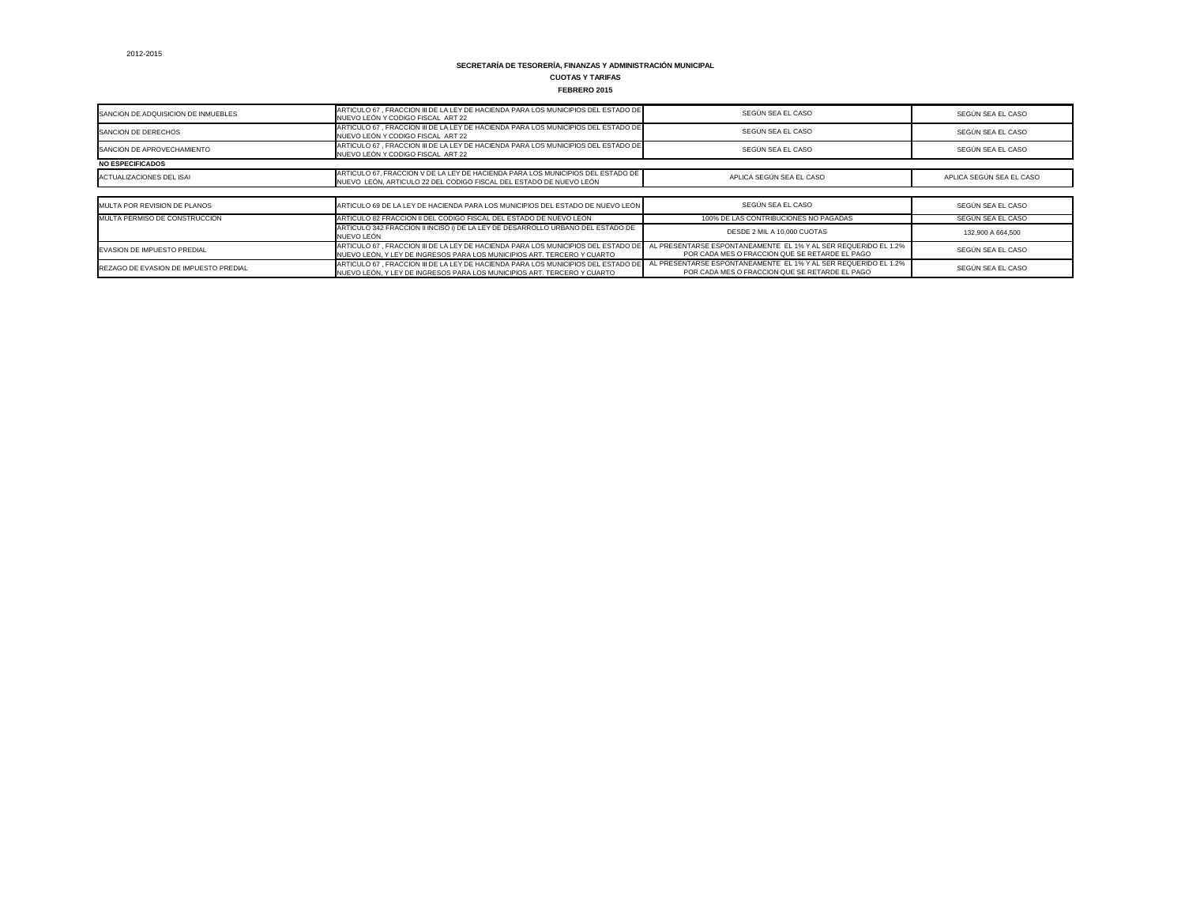2012-2015

**SECRETARÍA DE TESORERÍA, FINANZAS Y ADMINISTRACIÓN MUNICIPAL**

**CUOTAS Y TARIFAS**

**FEBRERO 2015**

| | | | |
|---|---|---|---|
| SANCION DE ADQUISICION DE INMUEBLES | ARTICULO 67 , FRACCION III DE LA LEY DE HACIENDA PARA LOS MUNICIPIOS DEL ESTADO DE NUEVO LEÓN Y CODIGO FISCAL ART 22 | SEGÚN SEA EL CASO | SEGÚN SEA EL CASO |
| SANCION DE DERECHOS | ARTICULO 67 , FRACCION III DE LA LEY DE HACIENDA PARA LOS MUNICIPIOS DEL ESTADO DE NUEVO LEÓN Y CODIGO FISCAL ART 22 | SEGÚN SEA EL CASO | SEGÚN SEA EL CASO |
| SANCION DE APROVECHAMIENTO | ARTICULO 67 , FRACCION III DE LA LEY DE HACIENDA PARA LOS MUNICIPIOS DEL ESTADO DE NUEVO LEÓN Y CODIGO FISCAL ART 22 | SEGÚN SEA EL CASO | SEGÚN SEA EL CASO |
| **NO ESPECIFICADOS** | | | |
| ACTUALIZACIONES DEL ISAI | ARTICULO 67, FRACCION V DE LA LEY DE HACIENDA PARA LOS MUNICIPIOS DEL ESTADO DE NUEVO LEÓN, ARTICULO 22 DEL CODIGO FISCAL DEL ESTADO DE NUEVO LEÓN | APLICA SEGÚN SEA EL CASO | APLICA SEGÚN SEA EL CASO |
| MULTA POR REVISION DE PLANOS | ARTICULO 69 DE LA LEY DE HACIENDA PARA LOS MUNICIPIOS DEL ESTADO DE NUEVO LEÓN | SEGÚN SEA EL CASO | SEGÚN SEA EL CASO |
| MULTA PERMISO DE CONSTRUCCION | ARTICULO 82 FRACCION II DEL CODIGO FISCAL DEL ESTADO DE NUEVO LEÓN | 100% DE LAS CONTRIBUCIONES NO PAGADAS | SEGÚN SEA EL CASO |
| | ARTICULO 342 FRACCION II INCISO i) DE LA LEY DE DESARROLLO URBANO DEL ESTADO DE NUEVO LEÓN | DESDE 2 MIL A 10,000 CUOTAS | 132,900 A 664,500 |
| EVASION DE IMPUESTO PREDIAL | ARTICULO 67 , FRACCION III DE LA LEY DE HACIENDA PARA LOS MUNICIPIOS DEL ESTADO DE NUEVO LEÓN, Y LEY DE INGRESOS PARA LOS MUNICIPIOS ART. TERCERO Y CUARTO | AL PRESENTARSE ESPONTANEAMENTE EL 1% Y AL SER REQUERIDO EL 1.2% POR CADA MES O FRACCION QUE SE RETARDE EL PAGO | SEGÚN SEA EL CASO |
| REZAGO DE EVASION DE IMPUESTO PREDIAL | ARTICULO 67 , FRACCION III DE LA LEY DE HACIENDA PARA LOS MUNICIPIOS DEL ESTADO DE NUEVO LEÓN, Y LEY DE INGRESOS PARA LOS MUNICIPIOS ART. TERCERO Y CUARTO | AL PRESENTARSE ESPONTANEAMENTE EL 1% Y AL SER REQUERIDO EL 1.2% POR CADA MES O FRACCION QUE SE RETARDE EL PAGO | SEGÚN SEA EL CASO |